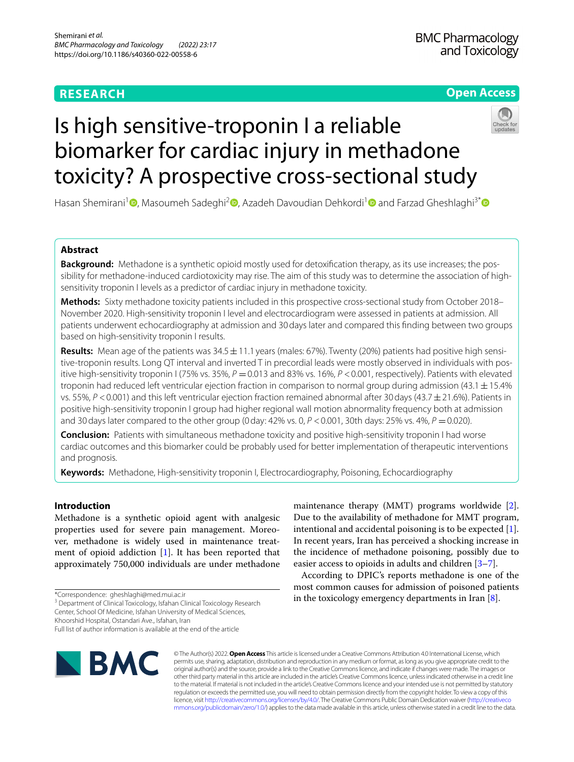**RESEARCH** **Open Access**

# Is high sensitive-troponin I a reliable biomarker for cardiac injury in methadone toxicity? A prospective cross-sectional study

Hasan Shemirani[1], Masoumeh Sadeghi[2], Azadeh Davoudian Dehkordi[1] and Farzad Gheshlaghi[3*]

## Abstract

**Background:** Methadone is a synthetic opioid mostly used for detoxification therapy, as its use increases; the possibility for methadone-induced cardiotoxicity may rise. The aim of this study was to determine the association of high-sensitivity troponin I levels as a predictor of cardiac injury in methadone toxicity.

**Methods:** Sixty methadone toxicity patients included in this prospective cross-sectional study from October 2018–November 2020. High-sensitivity troponin I level and electrocardiogram were assessed in patients at admission. All patients underwent echocardiography at admission and 30 days later and compared this finding between two groups based on high-sensitivity troponin I results.

**Results:** Mean age of the patients was 34.5 ± 11.1 years (males: 67%). Twenty (20%) patients had positive high sensitive-troponin results. Long QT interval and inverted T in precordial leads were mostly observed in individuals with positive high-sensitivity troponin I (75% vs. 35%, $P = 0.013$ and 83% vs. 16%, $P < 0.001$, respectively). Patients with elevated troponin had reduced left ventricular ejection fraction in comparison to normal group during admission (43.1 ± 15.4% vs. 55%, $P < 0.001$) and this left ventricular ejection fraction remained abnormal after 30 days (43.7 ± 21.6%). Patients in positive high-sensitivity troponin I group had higher regional wall motion abnormality frequency both at admission and 30 days later compared to the other group (0 day: 42% vs. 0, $P < 0.001$, 30th days: 25% vs. 4%, $P = 0.020$).

**Conclusion:** Patients with simultaneous methadone toxicity and positive high-sensitivity troponin I had worse cardiac outcomes and this biomarker could be probably used for better implementation of therapeutic interventions and prognosis.

**Keywords:** Methadone, High-sensitivity troponin I, Electrocardiography, Poisoning, Echocardiography

## Introduction

Methadone is a synthetic opioid agent with analgesic properties used for severe pain management. Moreover, methadone is widely used in maintenance treatment of opioid addiction [1]. It has been reported that approximately 750,000 individuals are under methadone maintenance therapy (MMT) programs worldwide [2]. Due to the availability of methadone for MMT program, intentional and accidental poisoning is to be expected [1]. In recent years, Iran has perceived a shocking increase in the incidence of methadone poisoning, possibly due to easier access to opioids in adults and children [3–7].

According to DPIC's reports methadone is one of the most common causes for admission of poisoned patients in the toxicology emergency departments in Iran [8].

*Correspondence: gheshlaghi@med.mui.ac.ir
[3] Department of Clinical Toxicology, Isfahan Clinical Toxicology Research Center, School Of Medicine, Isfahan University of Medical Sciences, Khoorshid Hospital, Ostandari Ave., Isfahan, Iran
Full list of author information is available at the end of the article

© The Author(s) 2022. **Open Access** This article is licensed under a Creative Commons Attribution 4.0 International License, which permits use, sharing, adaptation, distribution and reproduction in any medium or format, as long as you give appropriate credit to the original author(s) and the source, provide a link to the Creative Commons licence, and indicate if changes were made. The images or other third party material in this article are included in the article's Creative Commons licence, unless indicated otherwise in a credit line to the material. If material is not included in the article's Creative Commons licence and your intended use is not permitted by statutory regulation or exceeds the permitted use, you will need to obtain permission directly from the copyright holder. To view a copy of this licence, visit http://creativecommons.org/licenses/by/4.0/. The Creative Commons Public Domain Dedication waiver (http://creativecommons.org/publicdomain/zero/1.0/) applies to the data made available in this article, unless otherwise stated in a credit line to the data.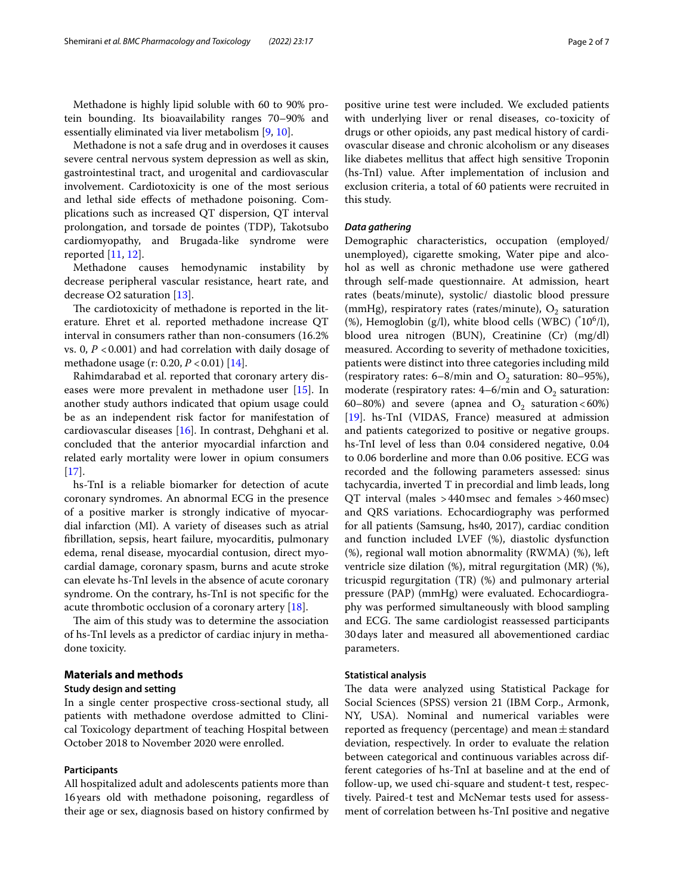Methadone is highly lipid soluble with 60 to 90% protein bounding. Its bioavailability ranges 70–90% and essentially eliminated via liver metabolism [9, 10].

Methadone is not a safe drug and in overdoses it causes severe central nervous system depression as well as skin, gastrointestinal tract, and urogenital and cardiovascular involvement. Cardiotoxicity is one of the most serious and lethal side effects of methadone poisoning. Complications such as increased QT dispersion, QT interval prolongation, and torsade de pointes (TDP), Takotsubo cardiomyopathy, and Brugada-like syndrome were reported [11, 12].

Methadone causes hemodynamic instability by decrease peripheral vascular resistance, heart rate, and decrease O2 saturation [13].

The cardiotoxicity of methadone is reported in the literature. Ehret et al. reported methadone increase QT interval in consumers rather than non-consumers (16.2% vs. 0, $P<0.001$) and had correlation with daily dosage of methadone usage (r: 0.20, $P<0.01$) [14].

Rahimdarabad et al. reported that coronary artery diseases were more prevalent in methadone user [15]. In another study authors indicated that opium usage could be as an independent risk factor for manifestation of cardiovascular diseases [16]. In contrast, Dehghani et al. concluded that the anterior myocardial infarction and related early mortality were lower in opium consumers [17].

hs-TnI is a reliable biomarker for detection of acute coronary syndromes. An abnormal ECG in the presence of a positive marker is strongly indicative of myocardial infarction (MI). A variety of diseases such as atrial fibrillation, sepsis, heart failure, myocarditis, pulmonary edema, renal disease, myocardial contusion, direct myocardial damage, coronary spasm, burns and acute stroke can elevate hs-TnI levels in the absence of acute coronary syndrome. On the contrary, hs-TnI is not specific for the acute thrombotic occlusion of a coronary artery [18].

The aim of this study was to determine the association of hs-TnI levels as a predictor of cardiac injury in methadone toxicity.

## Materials and methods

### Study design and setting

In a single center prospective cross-sectional study, all patients with methadone overdose admitted to Clinical Toxicology department of teaching Hospital between October 2018 to November 2020 were enrolled.

### Participants

All hospitalized adult and adolescents patients more than 16 years old with methadone poisoning, regardless of their age or sex, diagnosis based on history confirmed by positive urine test were included. We excluded patients with underlying liver or renal diseases, co-toxicity of drugs or other opioids, any past medical history of cardiovascular disease and chronic alcoholism or any diseases like diabetes mellitus that affect high sensitive Troponin (hs-TnI) value. After implementation of inclusion and exclusion criteria, a total of 60 patients were recruited in this study.

### *Data gathering*

Demographic characteristics, occupation (employed/unemployed), cigarette smoking, Water pipe and alcohol as well as chronic methadone use were gathered through self-made questionnaire. At admission, heart rates (beats/minute), systolic/ diastolic blood pressure (mmHg), respiratory rates (rates/minute), $O_2$ saturation (%), Hemoglobin (g/l), white blood cells (WBC) ($^*10^6$/l), blood urea nitrogen (BUN), Creatinine (Cr) (mg/dl) measured. According to severity of methadone toxicities, patients were distinct into three categories including mild (respiratory rates: 6–8/min and $O_2$ saturation: 80–95%), moderate (respiratory rates: 4–6/min and $O_2$ saturation: 60–80%) and severe (apnea and $O_2$ saturation < 60%) [19]. hs-TnI (VIDAS, France) measured at admission and patients categorized to positive or negative groups. hs-TnI level of less than 0.04 considered negative, 0.04 to 0.06 borderline and more than 0.06 positive. ECG was recorded and the following parameters assessed: sinus tachycardia, inverted T in precordial and limb leads, long QT interval (males > 440 msec and females > 460 msec) and QRS variations. Echocardiography was performed for all patients (Samsung, hs40, 2017), cardiac condition and function included LVEF (%), diastolic dysfunction (%), regional wall motion abnormality (RWMA) (%), left ventricle size dilation (%), mitral regurgitation (MR) (%), tricuspid regurgitation (TR) (%) and pulmonary arterial pressure (PAP) (mmHg) were evaluated. Echocardiography was performed simultaneously with blood sampling and ECG. The same cardiologist reassessed participants 30 days later and measured all abovementioned cardiac parameters.

### Statistical analysis

The data were analyzed using Statistical Package for Social Sciences (SPSS) version 21 (IBM Corp., Armonk, NY, USA). Nominal and numerical variables were reported as frequency (percentage) and mean ± standard deviation, respectively. In order to evaluate the relation between categorical and continuous variables across different categories of hs-TnI at baseline and at the end of follow-up, we used chi-square and student-t test, respectively. Paired-t test and McNemar tests used for assessment of correlation between hs-TnI positive and negative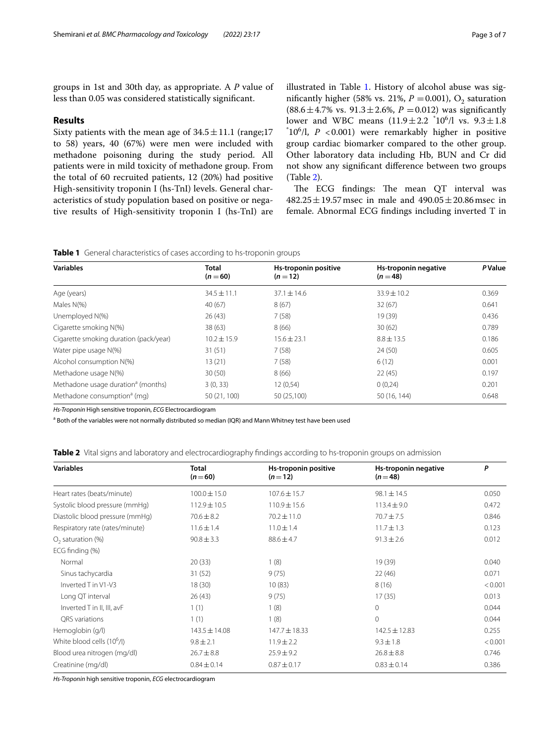groups in 1st and 30th day, as appropriate. A *P* value of less than 0.05 was considered statistically significant.

## Results

Sixty patients with the mean age of $34.5 \pm 11.1$ (range;17 to 58) years, 40 (67%) were men were included with methadone poisoning during the study period. All patients were in mild toxicity of methadone group. From the total of 60 recruited patients, 12 (20%) had positive High-sensitivity troponin I (hs-TnI) levels. General characteristics of study population based on positive or negative results of High-sensitivity troponin I (hs-TnI) are illustrated in Table 1. History of alcohol abuse was significantly higher (58% vs. 21%, $P = 0.001$), $O_2$ saturation ($88.6 \pm 4.7$% vs. $91.3 \pm 2.6$%, $P = 0.012$) was significantly lower and WBC means ($11.9 \pm 2.2$ $^*10^6$/l vs. $9.3 \pm 1.8$ $^*10^6$/l, $P < 0.001$) were remarkably higher in positive group cardiac biomarker compared to the other group. Other laboratory data including Hb, BUN and Cr did not show any significant difference between two groups (Table 2).

The ECG findings: The mean QT interval was $482.25 \pm 19.57$ msec in male and $490.05 \pm 20.86$ msec in female. Abnormal ECG findings including inverted T in

**Table 1** General characteristics of cases according to hs-troponin groups

| Variables | Total (*n* = 60) | Hs-troponin positive (*n* = 12) | Hs-troponin negative (*n* = 48) | *P* Value |
|---|---|---|---|---|
| Age (years) | 34.5 ± 11.1 | 37.1 ± 14.6 | 33.9 ± 10.2 | 0.369 |
| Males N(%) | 40 (67) | 8 (67) | 32 (67) | 0.641 |
| Unemployed N(%) | 26 (43) | 7 (58) | 19 (39) | 0.436 |
| Cigarette smoking N(%) | 38 (63) | 8 (66) | 30 (62) | 0.789 |
| Cigarette smoking duration (pack/year) | 10.2 ± 15.9 | 15.6 ± 23.1 | 8.8 ± 13.5 | 0.186 |
| Water pipe usage N(%) | 31 (51) | 7 (58) | 24 (50) | 0.605 |
| Alcohol consumption N(%) | 13 (21) | 7 (58) | 6 (12) | 0.001 |
| Methadone usage N(%) | 30 (50) | 8 (66) | 22 (45) | 0.197 |
| Methadone usage duration[a] (months) | 3 (0, 33) | 12 (0,54) | 0 (0,24) | 0.201 |
| Methadone consumption[a] (mg) | 50 (21, 100) | 50 (25,100) | 50 (16, 144) | 0.648 |

*Hs-Troponin* High sensitive troponin, *ECG* Electrocardiogram

[a] Both of the variables were not normally distributed so median (IQR) and Mann Whitney test have been used

**Table 2** Vital signs and laboratory and electrocardiography findings according to hs-troponin groups on admission

| Variables | Total (*n* = 60) | Hs-troponin positive (*n* = 12) | Hs-troponin negative (*n* = 48) | *P* |
|---|---|---|---|---|
| Heart rates (beats/minute) | 100.0 ± 15.0 | 107.6 ± 15.7 | 98.1 ± 14.5 | 0.050 |
| Systolic blood pressure (mmHg) | 112.9 ± 10.5 | 110.9 ± 15.6 | 113.4 ± 9.0 | 0.472 |
| Diastolic blood pressure (mmHg) | 70.6 ± 8.2 | 70.2 ± 11.0 | 70.7 ± 7.5 | 0.846 |
| Respiratory rate (rates/minute) | 11.6 ± 1.4 | 11.0 ± 1.4 | 11.7 ± 1.3 | 0.123 |
| $O_2$ saturation (%) | 90.8 ± 3.3 | 88.6 ± 4.7 | 91.3 ± 2.6 | 0.012 |
| ECG finding (%) | | | | |
| Normal | 20 (33) | 1 (8) | 19 (39) | 0.040 |
| Sinus tachycardia | 31 (52) | 9 (75) | 22 (46) | 0.071 |
| Inverted T in V1-V3 | 18 (30) | 10 (83) | 8 (16) | < 0.001 |
| Long QT interval | 26 (43) | 9 (75) | 17 (35) | 0.013 |
| Inverted T in II, III, avF | 1 (1) | 1 (8) | 0 | 0.044 |
| QRS variations | 1 (1) | 1 (8) | 0 | 0.044 |
| Hemoglobin (g/l) | 143.5 ± 14.08 | 147.7 ± 18.33 | 142.5 ± 12.83 | 0.255 |
| White blood cells ($10^6$/l) | 9.8 ± 2.1 | 11.9 ± 2.2 | 9.3 ± 1.8 | < 0.001 |
| Blood urea nitrogen (mg/dl) | 26.7 ± 8.8 | 25.9 ± 9.2 | 26.8 ± 8.8 | 0.746 |
| Creatinine (mg/dl) | 0.84 ± 0.14 | 0.87 ± 0.17 | 0.83 ± 0.14 | 0.386 |

*Hs-Troponin* high sensitive troponin, *ECG* electrocardiogram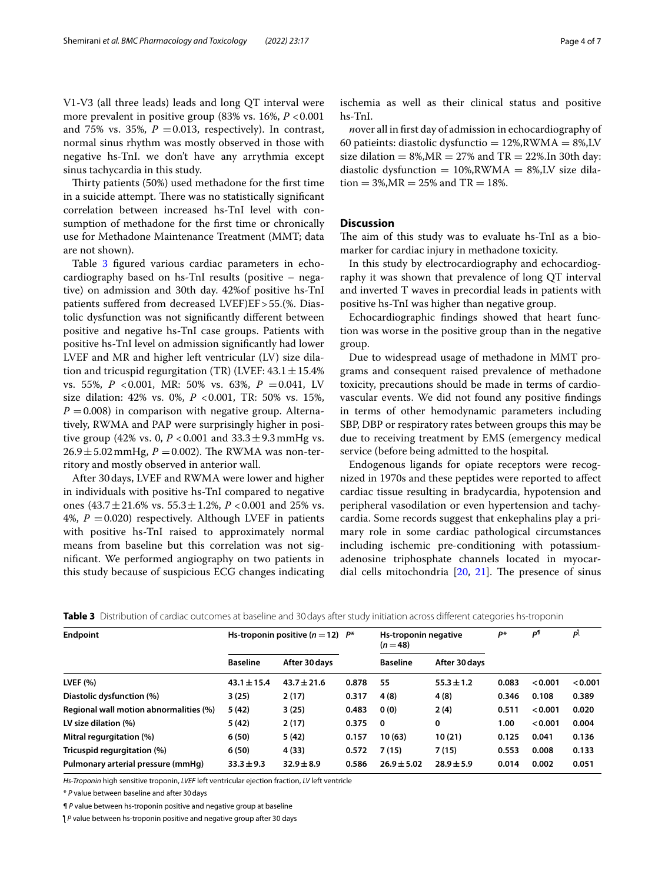V1-V3 (all three leads) leads and long QT interval were more prevalent in positive group (83% vs. 16%, $P < 0.001$ and 75% vs. 35%, $P = 0.013$, respectively). In contrast, normal sinus rhythm was mostly observed in those with negative hs-TnI. we don't have any arrythmia except sinus tachycardia in this study.

Thirty patients (50%) used methadone for the first time in a suicide attempt. There was no statistically significant correlation between increased hs-TnI level with consumption of methadone for the first time or chronically use for Methadone Maintenance Treatment (MMT; data are not shown).

Table 3 figured various cardiac parameters in echocardiography based on hs-TnI results (positive – negative) on admission and 30th day. 42%of positive hs-TnI patients suffered from decreased LVEF)EF > 55.(%. Diastolic dysfunction was not significantly different between positive and negative hs-TnI case groups. Patients with positive hs-TnI level on admission significantly had lower LVEF and MR and higher left ventricular (LV) size dilation and tricuspid regurgitation (TR) (LVEF: 43.1 ± 15.4% vs. 55%, $P < 0.001$, MR: 50% vs. 63%, $P = 0.041$, LV size dilation: 42% vs. 0%, $P < 0.001$, TR: 50% vs. 15%, $P = 0.008$) in comparison with negative group. Alternatively, RWMA and PAP were surprisingly higher in positive group (42% vs. 0, $P < 0.001$ and 33.3 ± 9.3 mmHg vs. 26.9 ± 5.02 mmHg, $P = 0.002$). The RWMA was non-territory and mostly observed in anterior wall.

After 30 days, LVEF and RWMA were lower and higher in individuals with positive hs-TnI compared to negative ones (43.7 ± 21.6% vs. 55.3 ± 1.2%, $P < 0.001$ and 25% vs. 4%, $P = 0.020$) respectively. Although LVEF in patients with positive hs-TnI raised to approximately normal means from baseline but this correlation was not significant. We performed angiography on two patients in this study because of suspicious ECG changes indicating ischemia as well as their clinical status and positive hs-TnI.

*n*over all in first day of admission in echocardiography of 60 patieints: diastolic dysfunctio = 12%,RWMA = 8%,LV size dilation = 8%,MR = 27% and TR = 22%.In 30th day: diastolic dysfunction = 10%,RWMA = 8%,LV size dilation = 3%,MR = 25% and TR = 18%.

## Discussion

The aim of this study was to evaluate hs-TnI as a biomarker for cardiac injury in methadone toxicity.

In this study by electrocardiography and echocardiography it was shown that prevalence of long QT interval and inverted T waves in precordial leads in patients with positive hs-TnI was higher than negative group.

Echocardiographic findings showed that heart function was worse in the positive group than in the negative group.

Due to widespread usage of methadone in MMT programs and consequent raised prevalence of methadone toxicity, precautions should be made in terms of cardiovascular events. We did not found any positive findings in terms of other hemodynamic parameters including SBP, DBP or respiratory rates between groups this may be due to receiving treatment by EMS (emergency medical service (before being admitted to the hospital.

Endogenous ligands for opiate receptors were recognized in 1970s and these peptides were reported to affect cardiac tissue resulting in bradycardia, hypotension and peripheral vasodilation or even hypertension and tachycardia. Some records suggest that enkephalins play a primary role in some cardiac pathological circumstances including ischemic pre-conditioning with potassium-adenosine triphosphate channels located in myocardial cells mitochondria [20, 21]. The presence of sinus

**Table 3** Distribution of cardiac outcomes at baseline and 30 days after study initiation across different categories hs-troponin

| Endpoint | Hs-troponin positive ($n = 12$) | | $P$* | Hs-troponin negative ($n = 48$) | | $P$* | $P$¶ | $P$⌠ |
|---|---|---|---|---|---|---|---|---|
| | Baseline | After 30 days | | Baseline | After 30 days | | | |
| LVEF (%) | 43.1 ± 15.4 | 43.7 ± 21.6 | 0.878 | 55 | 55.3 ± 1.2 | 0.083 | < 0.001 | < 0.001 |
| Diastolic dysfunction (%) | 3 (25) | 2 (17) | 0.317 | 4 (8) | 4 (8) | 0.346 | 0.108 | 0.389 |
| Regional wall motion abnormalities (%) | 5 (42) | 3 (25) | 0.483 | 0 (0) | 2 (4) | 0.511 | < 0.001 | 0.020 |
| LV size dilation (%) | 5 (42) | 2 (17) | 0.375 | 0 | 0 | 1.00 | < 0.001 | 0.004 |
| Mitral regurgitation (%) | 6 (50) | 5 (42) | 0.157 | 10 (63) | 10 (21) | 0.125 | 0.041 | 0.136 |
| Tricuspid regurgitation (%) | 6 (50) | 4 (33) | 0.572 | 7 (15) | 7 (15) | 0.553 | 0.008 | 0.133 |
| Pulmonary arterial pressure (mmHg) | 33.3 ± 9.3 | 32.9 ± 8.9 | 0.586 | 26.9 ± 5.02 | 28.9 ± 5.9 | 0.014 | 0.002 | 0.051 |

*Hs-Troponin* high sensitive troponin, *LVEF* left ventricular ejection fraction, *LV* left ventricle

\* *P* value between baseline and after 30 days

¶ *P* value between hs-troponin positive and negative group at baseline

⌠ *P* value between hs-troponin positive and negative group after 30 days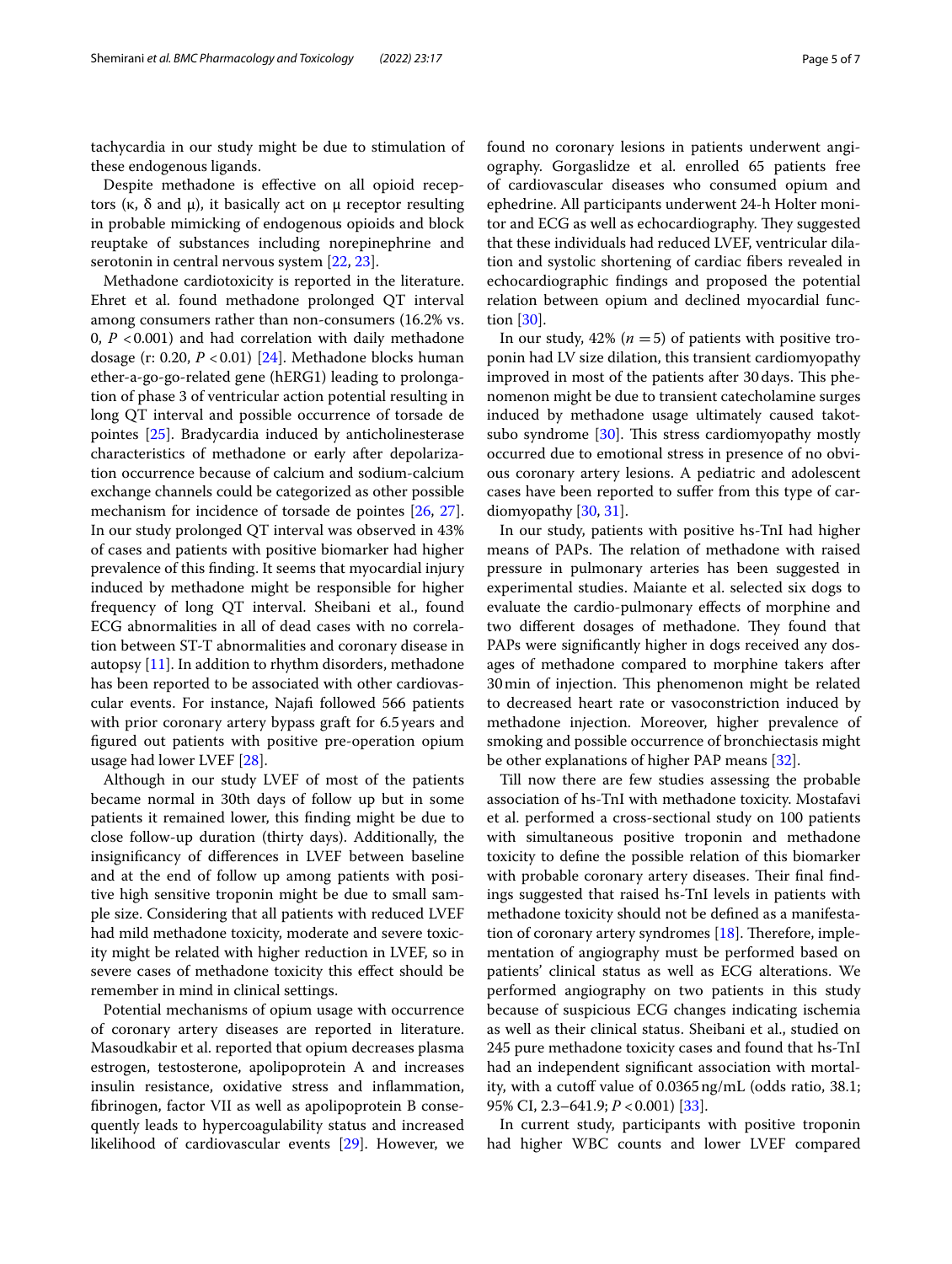tachycardia in our study might be due to stimulation of these endogenous ligands.

Despite methadone is effective on all opioid receptors (κ, δ and μ), it basically act on μ receptor resulting in probable mimicking of endogenous opioids and block reuptake of substances including norepinephrine and serotonin in central nervous system [22, 23].

Methadone cardiotoxicity is reported in the literature. Ehret et al. found methadone prolonged QT interval among consumers rather than non-consumers (16.2% vs. 0, $P < 0.001$) and had correlation with daily methadone dosage (r: 0.20, $P < 0.01$) [24]. Methadone blocks human ether-a-go-go-related gene (hERG1) leading to prolongation of phase 3 of ventricular action potential resulting in long QT interval and possible occurrence of torsade de pointes [25]. Bradycardia induced by anticholinesterase characteristics of methadone or early after depolarization occurrence because of calcium and sodium-calcium exchange channels could be categorized as other possible mechanism for incidence of torsade de pointes [26, 27]. In our study prolonged QT interval was observed in 43% of cases and patients with positive biomarker had higher prevalence of this finding. It seems that myocardial injury induced by methadone might be responsible for higher frequency of long QT interval. Sheibani et al., found ECG abnormalities in all of dead cases with no correlation between ST-T abnormalities and coronary disease in autopsy [11]. In addition to rhythm disorders, methadone has been reported to be associated with other cardiovascular events. For instance, Najafi followed 566 patients with prior coronary artery bypass graft for 6.5 years and figured out patients with positive pre-operation opium usage had lower LVEF [28].

Although in our study LVEF of most of the patients became normal in 30th days of follow up but in some patients it remained lower, this finding might be due to close follow-up duration (thirty days). Additionally, the insignificancy of differences in LVEF between baseline and at the end of follow up among patients with positive high sensitive troponin might be due to small sample size. Considering that all patients with reduced LVEF had mild methadone toxicity, moderate and severe toxicity might be related with higher reduction in LVEF, so in severe cases of methadone toxicity this effect should be remember in mind in clinical settings.

Potential mechanisms of opium usage with occurrence of coronary artery diseases are reported in literature. Masoudkabir et al. reported that opium decreases plasma estrogen, testosterone, apolipoprotein A and increases insulin resistance, oxidative stress and inflammation, fibrinogen, factor VII as well as apolipoprotein B consequently leads to hypercoagulability status and increased likelihood of cardiovascular events [29]. However, we found no coronary lesions in patients underwent angiography. Gorgaslidze et al. enrolled 65 patients free of cardiovascular diseases who consumed opium and ephedrine. All participants underwent 24-h Holter monitor and ECG as well as echocardiography. They suggested that these individuals had reduced LVEF, ventricular dilation and systolic shortening of cardiac fibers revealed in echocardiographic findings and proposed the potential relation between opium and declined myocardial function [30].

In our study, 42% ($n = 5$) of patients with positive troponin had LV size dilation, this transient cardiomyopathy improved in most of the patients after 30 days. This phenomenon might be due to transient catecholamine surges induced by methadone usage ultimately caused takotsubo syndrome [30]. This stress cardiomyopathy mostly occurred due to emotional stress in presence of no obvious coronary artery lesions. A pediatric and adolescent cases have been reported to suffer from this type of cardiomyopathy [30, 31].

In our study, patients with positive hs-TnI had higher means of PAPs. The relation of methadone with raised pressure in pulmonary arteries has been suggested in experimental studies. Maiante et al. selected six dogs to evaluate the cardio-pulmonary effects of morphine and two different dosages of methadone. They found that PAPs were significantly higher in dogs received any dosages of methadone compared to morphine takers after 30 min of injection. This phenomenon might be related to decreased heart rate or vasoconstriction induced by methadone injection. Moreover, higher prevalence of smoking and possible occurrence of bronchiectasis might be other explanations of higher PAP means [32].

Till now there are few studies assessing the probable association of hs-TnI with methadone toxicity. Mostafavi et al. performed a cross-sectional study on 100 patients with simultaneous positive troponin and methadone toxicity to define the possible relation of this biomarker with probable coronary artery diseases. Their final findings suggested that raised hs-TnI levels in patients with methadone toxicity should not be defined as a manifestation of coronary artery syndromes [18]. Therefore, implementation of angiography must be performed based on patients' clinical status as well as ECG alterations. We performed angiography on two patients in this study because of suspicious ECG changes indicating ischemia as well as their clinical status. Sheibani et al., studied on 245 pure methadone toxicity cases and found that hs-TnI had an independent significant association with mortality, with a cutoff value of 0.0365 ng/mL (odds ratio, 38.1; 95% CI, 2.3–641.9; $P < 0.001$) [33].

In current study, participants with positive troponin had higher WBC counts and lower LVEF compared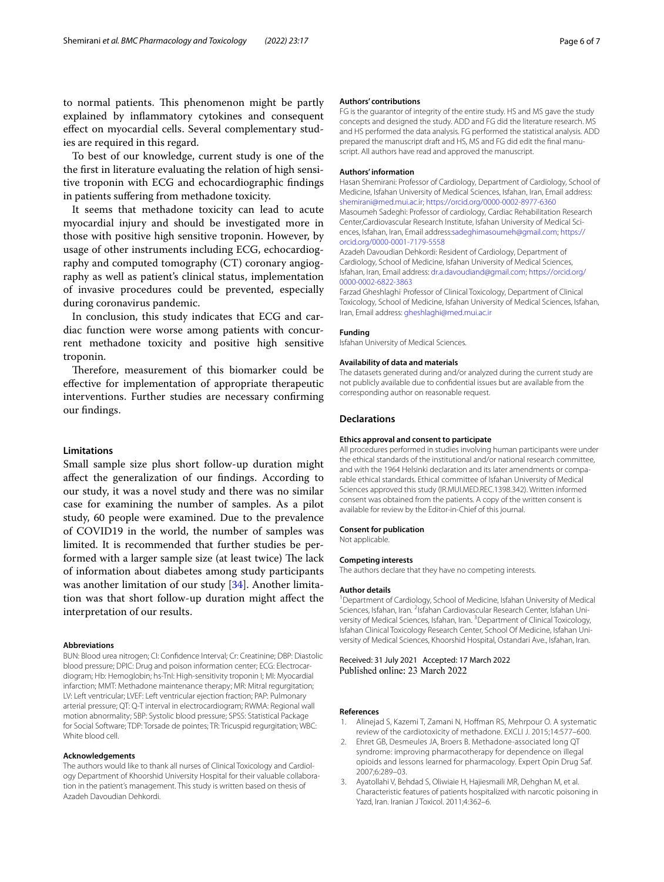to normal patients. This phenomenon might be partly explained by inflammatory cytokines and consequent effect on myocardial cells. Several complementary studies are required in this regard.

To best of our knowledge, current study is one of the the first in literature evaluating the relation of high sensitive troponin with ECG and echocardiographic findings in patients suffering from methadone toxicity.

It seems that methadone toxicity can lead to acute myocardial injury and should be investigated more in those with positive high sensitive troponin. However, by usage of other instruments including ECG, echocardiography and computed tomography (CT) coronary angiography as well as patient's clinical status, implementation of invasive procedures could be prevented, especially during coronavirus pandemic.

In conclusion, this study indicates that ECG and cardiac function were worse among patients with concurrent methadone toxicity and positive high sensitive troponin.

Therefore, measurement of this biomarker could be effective for implementation of appropriate therapeutic interventions. Further studies are necessary confirming our findings.

## Limitations

Small sample size plus short follow-up duration might affect the generalization of our findings. According to our study, it was a novel study and there was no similar case for examining the number of samples. As a pilot study, 60 people were examined. Due to the prevalence of COVID19 in the world, the number of samples was limited. It is recommended that further studies be performed with a larger sample size (at least twice) The lack of information about diabetes among study participants was another limitation of our study [34]. Another limitation was that short follow-up duration might affect the interpretation of our results.

#### Abbreviations

BUN: Blood urea nitrogen; CI: Confidence Interval; Cr: Creatinine; DBP: Diastolic blood pressure; DPIC: Drug and poison information center; ECG: Electrocardiogram; Hb: Hemoglobin; hs-TnI: High-sensitivity troponin I; MI: Myocardial infarction; MMT: Methadone maintenance therapy; MR: Mitral regurgitation; LV: Left ventricular; LVEF: Left ventricular ejection fraction; PAP: Pulmonary arterial pressure; QT: Q-T interval in electrocardiogram; RWMA: Regional wall motion abnormality; SBP: Systolic blood pressure; SPSS: Statistical Package for Social Software; TDP: Torsade de pointes; TR: Tricuspid regurgitation; WBC: White blood cell.

#### Acknowledgements

The authors would like to thank all nurses of Clinical Toxicology and Cardiology Department of Khoorshid University Hospital for their valuable collaboration in the patient's management. This study is written based on thesis of Azadeh Davoudian Dehkordi.

#### Authors' contributions

FG is the guarantor of integrity of the entire study. HS and MS gave the study concepts and designed the study. ADD and FG did the literature research. MS and HS performed the data analysis. FG performed the statistical analysis. ADD prepared the manuscript draft and HS, MS and FG did edit the final manuscript. All authors have read and approved the manuscript.

#### Authors' information

Hasan Shemirani: Professor of Cardiology, Department of Cardiology, School of Medicine, Isfahan University of Medical Sciences, Isfahan, Iran, Email address: shemirani@med.mui.ac.ir; https://orcid.org/0000-0002-8977-6360
Masoumeh Sadeghi: Professor of cardiology, Cardiac Rehabilitation Research Center,Cardiovascular Research Institute, Isfahan University of Medical Sciences, Isfahan, Iran, Email address:sadeghimasoumeh@gmail.com; https://orcid.org/0000-0001-7179-5558
Azadeh Davoudian Dehkordi: Resident of Cardiology, Department of Cardiology, School of Medicine, Isfahan University of Medical Sciences, Isfahan, Iran, Email address: dr.a.davoudiand@gmail.com; https://orcid.org/0000-0002-6822-3863
Farzad Gheshlaghi: Professor of Clinical Toxicology, Department of Clinical Toxicology, School of Medicine, Isfahan University of Medical Sciences, Isfahan, Iran, Email address: gheshlaghi@med.mui.ac.ir

#### Funding

Isfahan University of Medical Sciences.

#### Availability of data and materials

The datasets generated during and/or analyzed during the current study are not publicly available due to confidential issues but are available from the corresponding author on reasonable request.

## Declarations

#### Ethics approval and consent to participate

All procedures performed in studies involving human participants were under the ethical standards of the institutional and/or national research committee, and with the 1964 Helsinki declaration and its later amendments or comparable ethical standards. Ethical committee of Isfahan University of Medical Sciences approved this study (IR.MUI.MED.REC.1398.342). Written informed consent was obtained from the patients. A copy of the written consent is available for review by the Editor-in-Chief of this journal.

#### Consent for publication

Not applicable.

#### Competing interests

The authors declare that they have no competing interests.

#### Author details

[1]Department of Cardiology, School of Medicine, Isfahan University of Medical Sciences, Isfahan, Iran. [2]Isfahan Cardiovascular Research Center, Isfahan University of Medical Sciences, Isfahan, Iran. [3]Department of Clinical Toxicology, Isfahan Clinical Toxicology Research Center, School Of Medicine, Isfahan University of Medical Sciences, Khoorshid Hospital, Ostandari Ave., Isfahan, Iran.

Received: 31 July 2021 Accepted: 17 March 2022
Published online: 23 March 2022

#### References

1. Alinejad S, Kazemi T, Zamani N, Hoffman RS, Mehrpour O. A systematic review of the cardiotoxicity of methadone. EXCLI J. 2015;14:577–600.
2. Ehret GB, Desmeules JA, Broers B. Methadone-associated long QT syndrome: improving pharmacotherapy for dependence on illegal opioids and lessons learned for pharmacology. Expert Opin Drug Saf. 2007;6:289–03.
3. Ayatollahi V, Behdad S, Oliwiaie H, Hajiesmaili MR, Dehghan M, et al. Characteristic features of patients hospitalized with narcotic poisoning in Yazd, Iran. Iranian J Toxicol. 2011;4:362–6.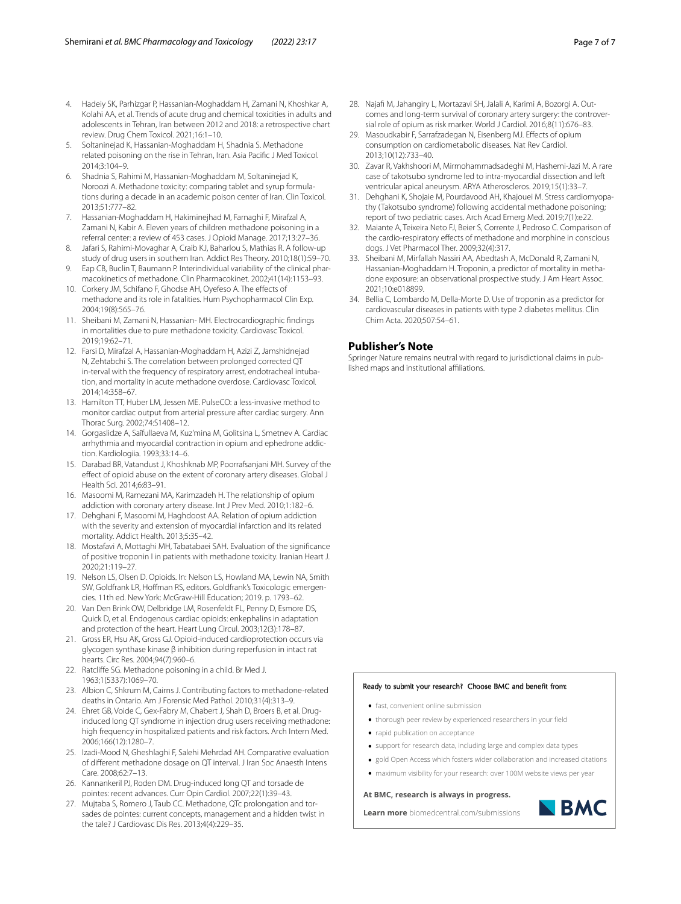4. Hadeiy SK, Parhizgar P, Hassanian-Moghaddam H, Zamani N, Khoshkar A, Kolahi AA, et al. Trends of acute drug and chemical toxicities in adults and adolescents in Tehran, Iran between 2012 and 2018: a retrospective chart review. Drug Chem Toxicol. 2021;16:1–10.
5. Soltaninejad K, Hassanian-Moghaddam H, Shadnia S. Methadone related poisoning on the rise in Tehran, Iran. Asia Pacific J Med Toxicol. 2014;3:104–9.
6. Shadnia S, Rahimi M, Hassanian-Moghaddam M, Soltaninejad K, Noroozi A. Methadone toxicity: comparing tablet and syrup formulations during a decade in an academic poison center of Iran. Clin Toxicol. 2013;51:777–82.
7. Hassanian-Moghaddam H, Hakiminejhad M, Farnaghi F, Mirafzal A, Zamani N, Kabir A. Eleven years of children methadone poisoning in a referral center: a review of 453 cases. J Opioid Manage. 2017;13:27–36.
8. Jafari S, Rahimi-Movaghar A, Craib KJ, Baharlou S, Mathias R. A follow-up study of drug users in southern Iran. Addict Res Theory. 2010;18(1):59–70.
9. Eap CB, Buclin T, Baumann P. Interindividual variability of the clinical pharmacokinetics of methadone. Clin Pharmacokinet. 2002;41(14):1153–93.
10. Corkery JM, Schifano F, Ghodse AH, Oyefeso A. The effects of methadone and its role in fatalities. Hum Psychopharmacol Clin Exp. 2004;19(8):565–76.
11. Sheibani M, Zamani N, Hassanian- MH. Electrocardiographic findings in mortalities due to pure methadone toxicity. Cardiovasc Toxicol. 2019;19:62–71.
12. Farsi D, Mirafzal A, Hassanian-Moghaddam H, Azizi Z, Jamshidnejad N, Zehtabchi S. The correlation between prolonged corrected QT in-terval with the frequency of respiratory arrest, endotracheal intubation, and mortality in acute methadone overdose. Cardiovasc Toxicol. 2014;14:358–67.
13. Hamilton TT, Huber LM, Jessen ME. PulseCO: a less-invasive method to monitor cardiac output from arterial pressure after cardiac surgery. Ann Thorac Surg. 2002;74:S1408–12.
14. Gorgaslidze A, Saĭfullaeva M, Kuz'mina M, Golitsina L, Smetnev A. Cardiac arrhythmia and myocardial contraction in opium and ephedrone addiction. Kardiologiia. 1993;33:14–6.
15. Darabad BR, Vatandust J, Khoshknab MP, Poorrafsanjani MH. Survey of the effect of opioid abuse on the extent of coronary artery diseases. Global J Health Sci. 2014;6:83–91.
16. Masoomi M, Ramezani MA, Karimzadeh H. The relationship of opium addiction with coronary artery disease. Int J Prev Med. 2010;1:182–6.
17. Dehghani F, Masoomi M, Haghdoost AA. Relation of opium addiction with the severity and extension of myocardial infarction and its related mortality. Addict Health. 2013;5:35–42.
18. Mostafavi A, Mottaghi MH, Tabatabaei SAH. Evaluation of the significance of positive troponin I in patients with methadone toxicity. Iranian Heart J. 2020;21:119–27.
19. Nelson LS, Olsen D. Opioids. In: Nelson LS, Howland MA, Lewin NA, Smith SW, Goldfrank LR, Hoffman RS, editors. Goldfrank's Toxicologic emergencies. 11th ed. New York: McGraw-Hill Education; 2019. p. 1793–62.
20. Van Den Brink OW, Delbridge LM, Rosenfeldt FL, Penny D, Esmore DS, Quick D, et al. Endogenous cardiac opioids: enkephalins in adaptation and protection of the heart. Heart Lung Circul. 2003;12(3):178–87.
21. Gross ER, Hsu AK, Gross GJ. Opioid-induced cardioprotection occurs via glycogen synthase kinase β inhibition during reperfusion in intact rat hearts. Circ Res. 2004;94(7):960–6.
22. Ratcliffe SG. Methadone poisoning in a child. Br Med J. 1963;1(5337):1069–70.
23. Albion C, Shkrum M, Cairns J. Contributing factors to methadone-related deaths in Ontario. Am J Forensic Med Pathol. 2010;31(4):313–9.
24. Ehret GB, Voide C, Gex-Fabry M, Chabert J, Shah D, Broers B, et al. Drug-induced long QT syndrome in injection drug users receiving methadone: high frequency in hospitalized patients and risk factors. Arch Intern Med. 2006;166(12):1280–7.
25. Izadi-Mood N, Gheshlaghi F, Salehi Mehrdad AH. Comparative evaluation of different methadone dosage on QT interval. J Iran Soc Anaesth Intens Care. 2008;62:7–13.
26. Kannankeril PJ, Roden DM. Drug-induced long QT and torsade de pointes: recent advances. Curr Opin Cardiol. 2007;22(1):39–43.
27. Mujtaba S, Romero J, Taub CC. Methadone, QTc prolongation and torsades de pointes: current concepts, management and a hidden twist in the tale? J Cardiovasc Dis Res. 2013;4(4):229–35.
28. Najafi M, Jahangiry L, Mortazavi SH, Jalali A, Karimi A, Bozorgi A. Outcomes and long-term survival of coronary artery surgery: the controversial role of opium as risk marker. World J Cardiol. 2016;8(11):676–83.
29. Masoudkabir F, Sarrafzadegan N, Eisenberg MJ. Effects of opium consumption on cardiometabolic diseases. Nat Rev Cardiol. 2013;10(12):733–40.
30. Zavar R, Vakhshoori M, Mirmohammadsadeghi M, Hashemi-Jazi M. A rare case of takotsubo syndrome led to intra-myocardial dissection and left ventricular apical aneurysm. ARYA Atheroscleros. 2019;15(1):33–7.
31. Dehghani K, Shojaie M, Pourdavood AH, Khajouei M. Stress cardiomyopathy (Takotsubo syndrome) following accidental methadone poisoning; report of two pediatric cases. Arch Acad Emerg Med. 2019;7(1):e22.
32. Maiante A, Teixeira Neto FJ, Beier S, Corrente J, Pedroso C. Comparison of the cardio-respiratory effects of methadone and morphine in conscious dogs. J Vet Pharmacol Ther. 2009;32(4):317.
33. Sheibani M, Mirfallah Nassiri AA, Abedtash A, McDonald R, Zamani N, Hassanian-Moghaddam H. Troponin, a predictor of mortality in methadone exposure: an observational prospective study. J Am Heart Assoc. 2021;10:e018899.
34. Bellia C, Lombardo M, Della-Morte D. Use of troponin as a predictor for cardiovascular diseases in patients with type 2 diabetes mellitus. Clin Chim Acta. 2020;507:54–61.

## Publisher's Note

Springer Nature remains neutral with regard to jurisdictional claims in published maps and institutional affiliations.

Ready to submit your research? Choose BMC and benefit from:

- fast, convenient online submission
- thorough peer review by experienced researchers in your field
- rapid publication on acceptance
- support for research data, including large and complex data types
- gold Open Access which fosters wider collaboration and increased citations
- maximum visibility for your research: over 100M website views per year

**At BMC, research is always in progress.**

**Learn more** biomedcentral.com/submissions

BMC